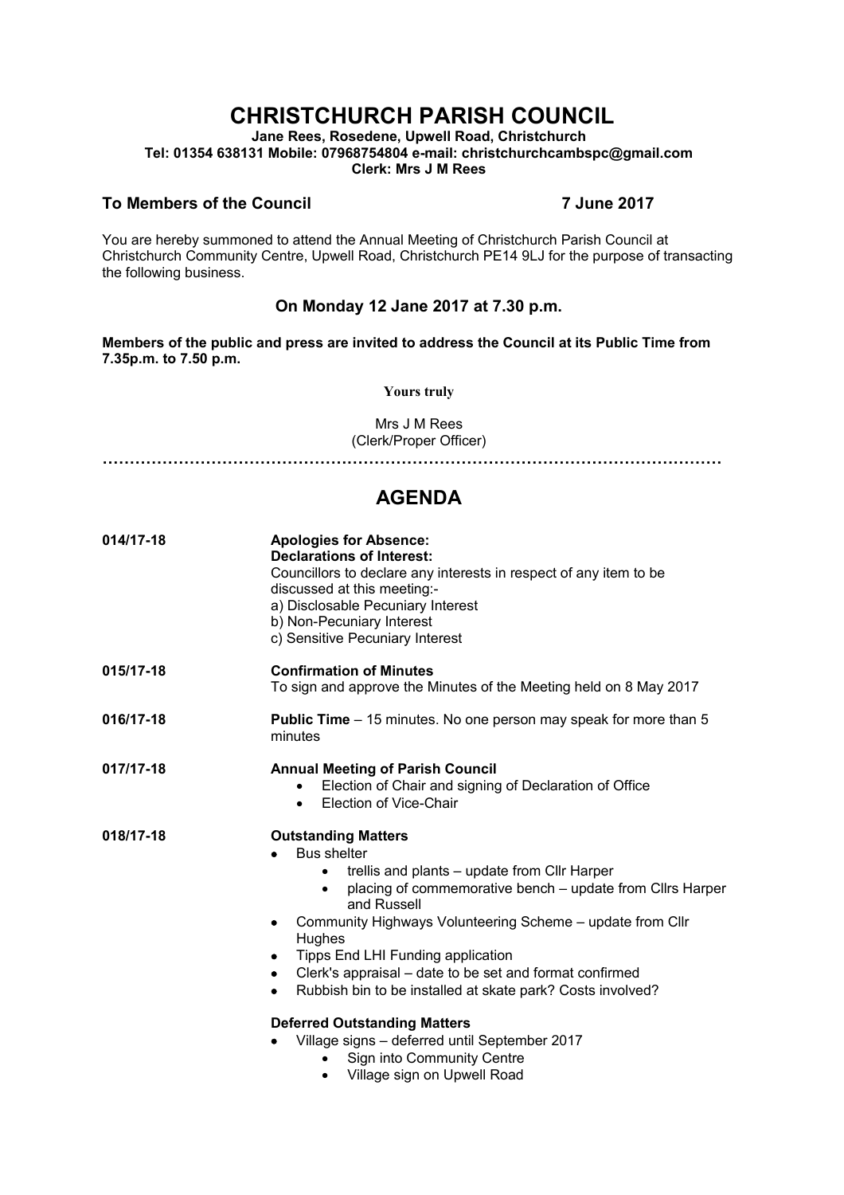# CHRISTCHURCH PARISH COUNCIL

**Jane Rees, Rosedene, Upwell Road, Christchurch**
**Tel: 01354 638131 Mobile: 07968754804 e-mail: christchurchcambspc@gmail.com**
**Clerk: Mrs J M Rees**

**To Members of the Council** **7 June 2017**

You are hereby summoned to attend the Annual Meeting of Christchurch Parish Council at Christchurch Community Centre, Upwell Road, Christchurch PE14 9LJ for the purpose of transacting the following business.

### On Monday 12 Jane 2017 at 7.30 p.m.

**Members of the public and press are invited to address the Council at its Public Time from 7.35p.m. to 7.50 p.m.**

**Yours truly**

Mrs J M Rees
(Clerk/Proper Officer)

…………………………………………………………………………………………………………

## AGENDA

**014/17-18** **Apologies for Absence:**
**Declarations of Interest:**
Councillors to declare any interests in respect of any item to be discussed at this meeting:-
a) Disclosable Pecuniary Interest
b) Non-Pecuniary Interest
c) Sensitive Pecuniary Interest

**015/17-18** **Confirmation of Minutes**
To sign and approve the Minutes of the Meeting held on 8 May 2017

**016/17-18** **Public Time** – 15 minutes. No one person may speak for more than 5 minutes

**017/17-18** **Annual Meeting of Parish Council**
- Election of Chair and signing of Declaration of Office
- Election of Vice-Chair

**018/17-18** **Outstanding Matters**
- Bus shelter
  - trellis and plants – update from Cllr Harper
  - placing of commemorative bench – update from Cllrs Harper and Russell
- Community Highways Volunteering Scheme – update from Cllr Hughes
- Tipps End LHI Funding application
- Clerk's appraisal – date to be set and format confirmed
- Rubbish bin to be installed at skate park? Costs involved?

**Deferred Outstanding Matters**
- Village signs – deferred until September 2017
  - Sign into Community Centre
  - Village sign on Upwell Road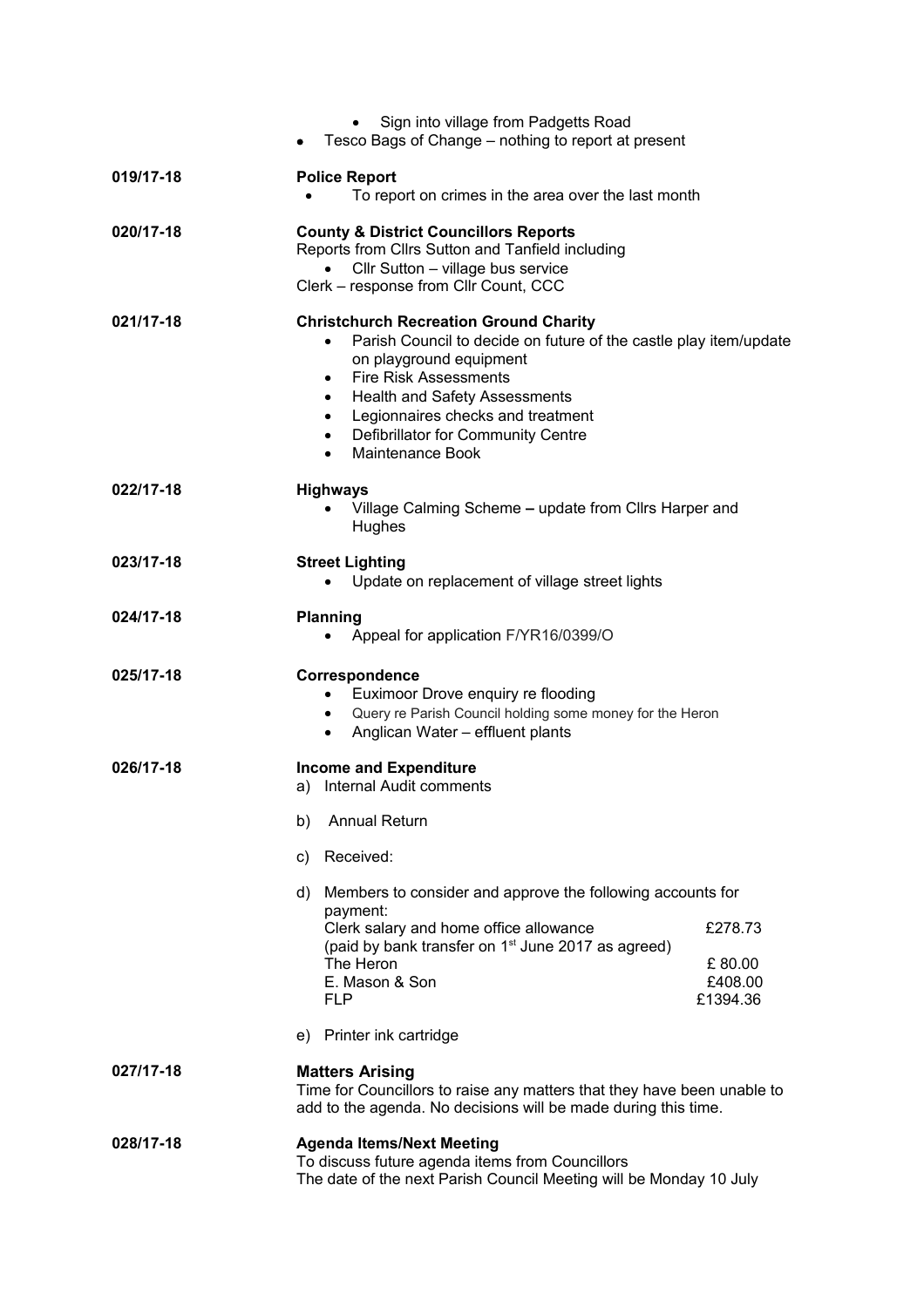- Sign into village from Padgetts Road
- Tesco Bags of Change – nothing to report at present

**019/17-18** **Police Report**

- To report on crimes in the area over the last month

**020/17-18** **County & District Councillors Reports**

Reports from Cllrs Sutton and Tanfield including

- Cllr Sutton – village bus service

Clerk – response from Cllr Count, CCC

**021/17-18** **Christchurch Recreation Ground Charity**

- Parish Council to decide on future of the castle play item/update on playground equipment
- Fire Risk Assessments
- Health and Safety Assessments
- Legionnaires checks and treatment
- Defibrillator for Community Centre
- Maintenance Book

**022/17-18** **Highways**

- Village Calming Scheme **–** update from Cllrs Harper and Hughes

**023/17-18** **Street Lighting**

- Update on replacement of village street lights

**024/17-18** **Planning**

- Appeal for application F/YR16/0399/O

**025/17-18** **Correspondence**

- Euximoor Drove enquiry re flooding
- Query re Parish Council holding some money for the Heron
- Anglican Water – effluent plants

**026/17-18** **Income and Expenditure**

a) Internal Audit comments

b) Annual Return

c) Received:

d) Members to consider and approve the following accounts for payment:

| | |
|---|---|
| Clerk salary and home office allowance (paid by bank transfer on 1st June 2017 as agreed) | £278.73 |
| The Heron | £ 80.00 |
| E. Mason & Son | £408.00 |
| FLP | £1394.36 |

e) Printer ink cartridge

**027/17-18** **Matters Arising**

Time for Councillors to raise any matters that they have been unable to add to the agenda. No decisions will be made during this time.

**028/17-18** **Agenda Items/Next Meeting**

To discuss future agenda items from Councillors

The date of the next Parish Council Meeting will be Monday 10 July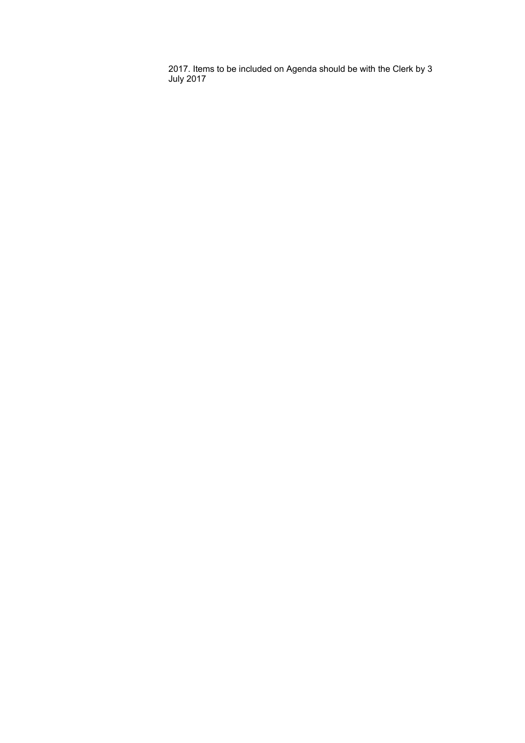2017. Items to be included on Agenda should be with the Clerk by 3 July 2017